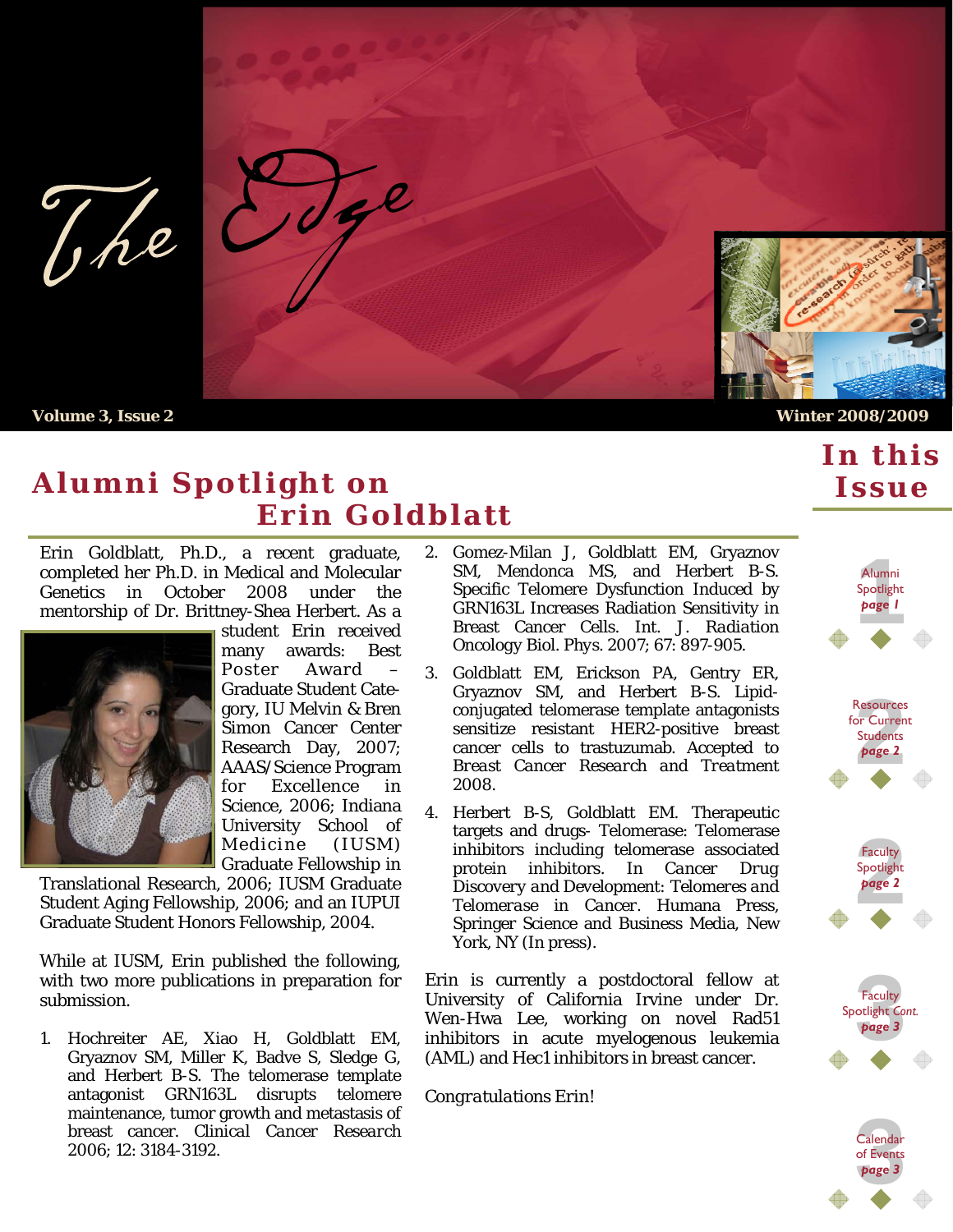# The Edge

Volume 3, Issue 2 — Winter 2008/2009

## Alumni Spotlight on Erin Goldblatt

Erin Goldblatt, Ph.D., a recent graduate, completed her Ph.D. in Medical and Molecular Genetics in October 2008 under the mentorship of Dr. Brittney-Shea Herbert. As a student Erin received many awards: Best Poster Award – Graduate Student Category, IU Melvin & Bren Simon Cancer Center Research Day, 2007; AAAS/Science Program for Excellence in Science, 2006; Indiana University School of Medicine (IUSM) Graduate Fellowship in Translational Research, 2006; IUSM Graduate Student Aging Fellowship, 2006; and an IUPUI Graduate Student Honors Fellowship, 2004.

While at IUSM, Erin published the following, with two more publications in preparation for submission.

1. Hochreiter AE, Xiao H, Goldblatt EM, Gryaznov SM, Miller K, Badve S, Sledge G, and Herbert B-S. The telomerase template antagonist GRN163L disrupts telomere maintenance, tumor growth and metastasis of breast cancer. Clinical Cancer Research 2006; 12: 3184-3192.
2. Gomez-Milan J, Goldblatt EM, Gryaznov SM, Mendonca MS, and Herbert B-S. Specific Telomere Dysfunction Induced by GRN163L Increases Radiation Sensitivity in Breast Cancer Cells. Int. J. Radiation Oncology Biol. Phys. 2007; 67: 897-905.
3. Goldblatt EM, Erickson PA, Gentry ER, Gryaznov SM, and Herbert B-S. Lipid-conjugated telomerase template antagonists sensitize resistant HER2-positive breast cancer cells to trastuzumab. Accepted to Breast Cancer Research and Treatment 2008.
4. Herbert B-S, Goldblatt EM. Therapeutic targets and drugs- Telomerase: Telomerase inhibitors including telomerase associated protein inhibitors. In *Cancer Drug Discovery and Development: Telomeres and Telomerase in Cancer*. Humana Press, Springer Science and Business Media, New York, NY (In press).

Erin is currently a postdoctoral fellow at University of California Irvine under Dr. Wen-Hwa Lee, working on novel Rad51 inhibitors in acute myelogenous leukemia (AML) and Hec1 inhibitors in breast cancer.

*Congratulations Erin!*

## In this Issue

- Alumni Spotlight — *page 1*
- Resources for Current Students — *page 2*
- Faculty Spotlight — *page 2*
- Faculty Spotlight *Cont.* — *page 3*
- Calendar of Events — *page 3*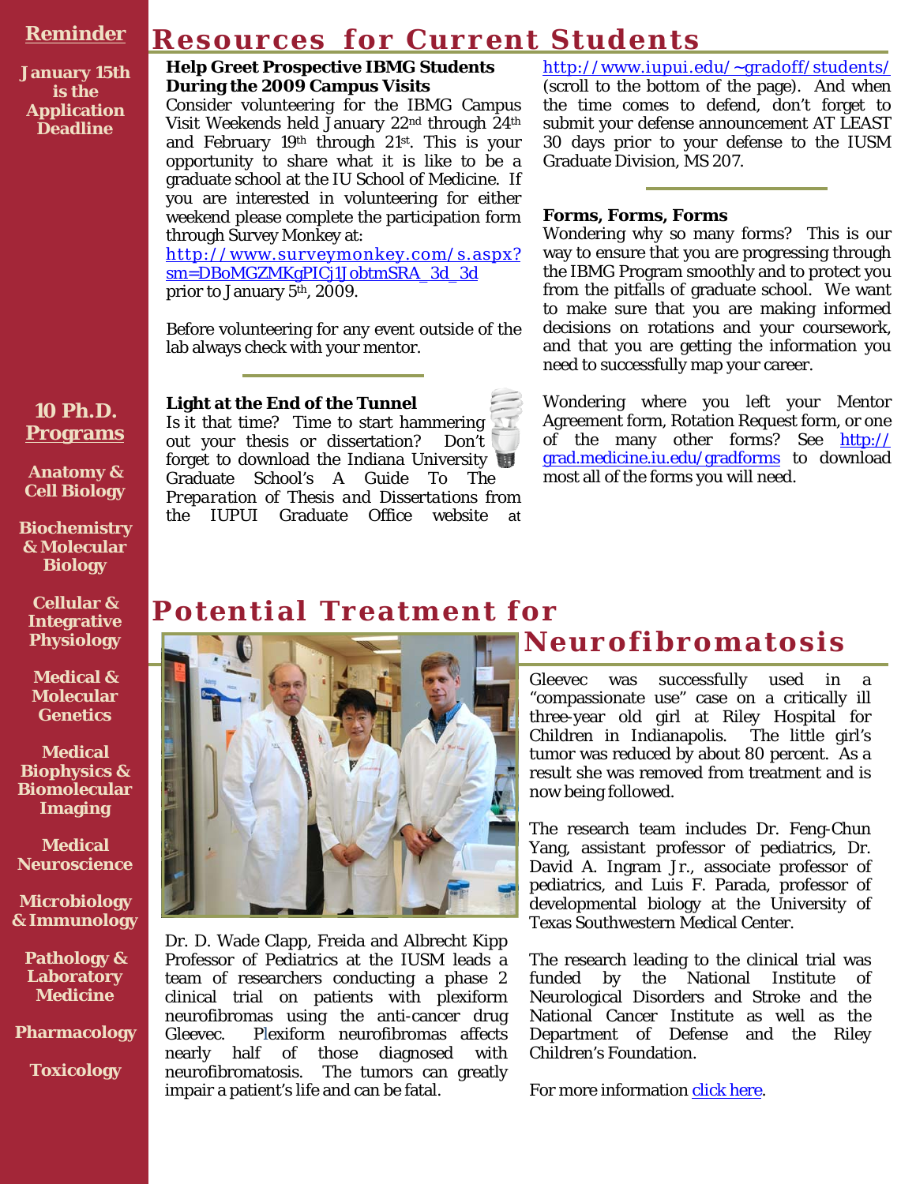**Reminder**

**January 15th is the Application Deadline**

**10 Ph.D. Programs**

**Anatomy & Cell Biology**

**Biochemistry & Molecular Biology**

**Cellular & Integrative Physiology**

**Medical & Molecular Genetics**

**Medical Biophysics & Biomolecular Imaging**

**Medical Neuroscience**

**Microbiology & Immunology**

**Pathology & Laboratory Medicine**

**Pharmacology**

**Toxicology**

# Resources for Current Students

### Help Greet Prospective IBMG Students During the 2009 Campus Visits

Consider volunteering for the IBMG Campus Visit Weekends held January 22nd through 24th and February 19th through 21st. This is your opportunity to share what it is like to be a graduate school at the IU School of Medicine. If you are interested in volunteering for either weekend please complete the participation form through Survey Monkey at: http://www.surveymonkey.com/s.aspx?sm=DBoMGZMKgPICj1JobtmSRA_3d_3d prior to January 5th, 2009.

Before volunteering for any event outside of the lab always check with your mentor.

### Light at the End of the Tunnel

Is it that time? Time to start hammering out your thesis or dissertation? Don't forget to download the Indiana University Graduate School's A Guide To The *Preparation of Thesis and Dissertations* from the IUPUI Graduate Office website at http://www.iupui.edu/~gradoff/students/ (scroll to the bottom of the page). And when the time comes to defend, don't forget to submit your defense announcement AT LEAST 30 days prior to your defense to the IUSM Graduate Division, MS 207.

### Forms, Forms, Forms

Wondering why so many forms? This is our way to ensure that you are progressing through the IBMG Program smoothly and to protect you from the pitfalls of graduate school. We want to make sure that you are making informed decisions on rotations and your coursework, and that you are getting the information you need to successfully map your career.

Wondering where you left your Mentor Agreement form, Rotation Request form, or one of the many other forms? See http://grad.medicine.iu.edu/gradforms to download most all of the forms you will need.

# Potential Treatment for Neurofibromatosis

Dr. D. Wade Clapp, Freida and Albrecht Kipp Professor of Pediatrics at the IUSM leads a team of researchers conducting a phase 2 clinical trial on patients with plexiform neurofibromas using the anti-cancer drug Gleevec. Plexiform neurofibromas affects nearly half of those diagnosed with neurofibromatosis. The tumors can greatly impair a patient's life and can be fatal.

Gleevec was successfully used in a "compassionate use" case on a critically ill three-year old girl at Riley Hospital for Children in Indianapolis. The little girl's tumor was reduced by about 80 percent. As a result she was removed from treatment and is now being followed.

The research team includes Dr. Feng-Chun Yang, assistant professor of pediatrics, Dr. David A. Ingram Jr., associate professor of pediatrics, and Luis F. Parada, professor of developmental biology at the University of Texas Southwestern Medical Center.

The research leading to the clinical trial was funded by the National Institute of Neurological Disorders and Stroke and the National Cancer Institute as well as the Department of Defense and the Riley Children's Foundation.

For more information click here.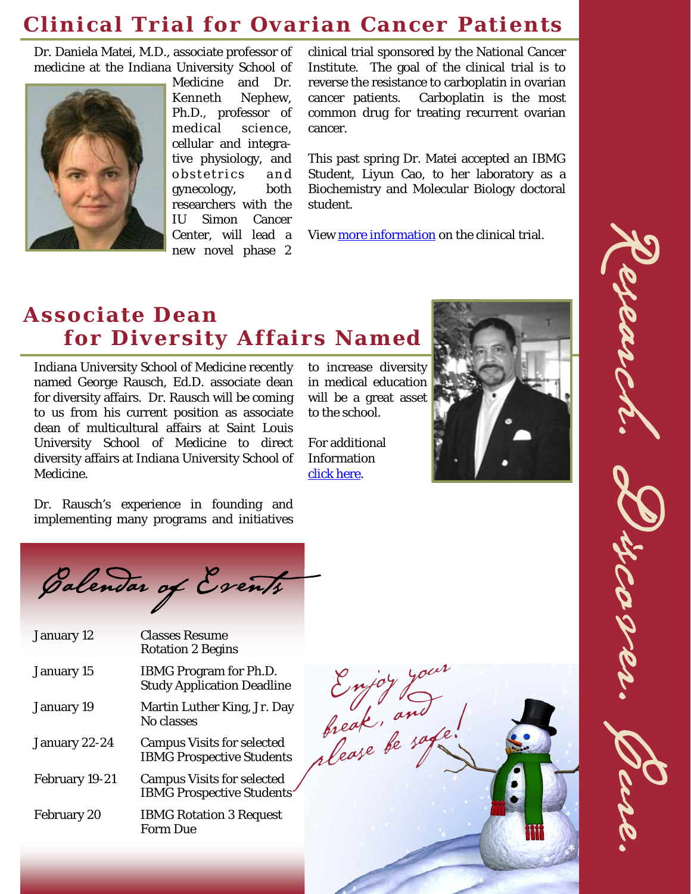# Clinical Trial for Ovarian Cancer Patients

Dr. Daniela Matei, M.D., associate professor of medicine at the Indiana University School of Medicine and Dr. Kenneth Nephew, Ph.D., professor of medical science, cellular and integrative physiology, and obstetrics and gynecology, both researchers with the IU Simon Cancer Center, will lead a new novel phase 2 clinical trial sponsored by the National Cancer Institute. The goal of the clinical trial is to reverse the resistance to carboplatin in ovarian cancer patients. Carboplatin is the most common drug for treating recurrent ovarian cancer.

This past spring Dr. Matei accepted an IBMG Student, Liyun Cao, to her laboratory as a Biochemistry and Molecular Biology doctoral student.

View more information on the clinical trial.

# Associate Dean for Diversity Affairs Named

Indiana University School of Medicine recently named George Rausch, Ed.D. associate dean for diversity affairs. Dr. Rausch will be coming to us from his current position as associate dean of multicultural affairs at Saint Louis University School of Medicine to direct diversity affairs at Indiana University School of Medicine.

Dr. Rausch's experience in founding and implementing many programs and initiatives to increase diversity in medical education will be a great asset to the school.

For additional Information click here.

## Calendar of Events

| Date | Event |
|---|---|
| January 12 | Classes Resume<br>Rotation 2 Begins |
| January 15 | IBMG Program for Ph.D. Study Application Deadline |
| January 19 | Martin Luther King, Jr. Day<br>No classes |
| January 22-24 | Campus Visits for selected IBMG Prospective Students |
| February 19-21 | Campus Visits for selected IBMG Prospective Students |
| February 20 | IBMG Rotation 3 Request Form Due |

*Enjoy your break, and please be safe!*

*Research. Discover. Cure.*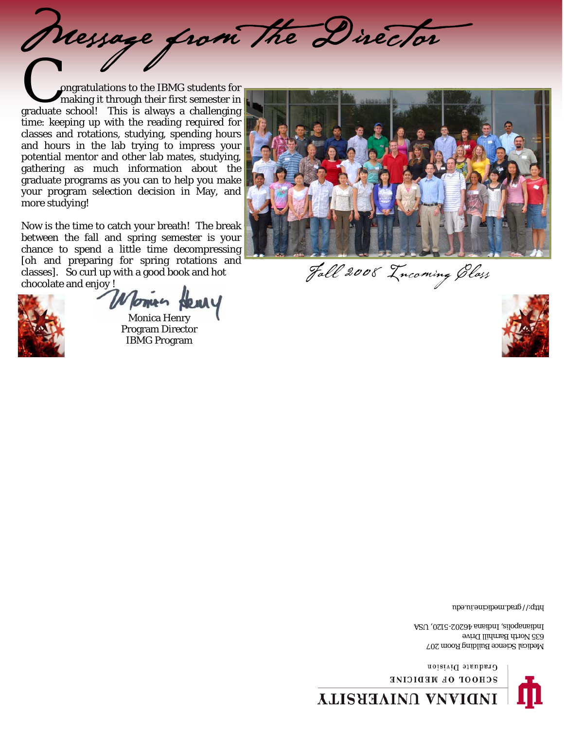# Message from the Director

Congratulations to the IBMG students for making it through their first semester in graduate school! This is always a challenging time: keeping up with the reading required for classes and rotations, studying, spending hours and hours in the lab trying to impress your potential mentor and other lab mates, studying, gathering as much information about the graduate programs as you can to help you make your program selection decision in May, and more studying!

Now is the time to catch your breath! The break between the fall and spring semester is your chance to spend a little time decompressing [oh and preparing for spring rotations and classes]. So curl up with a good book and hot chocolate and enjoy !

Monica Henry
Program Director
IBMG Program

Fall 2008 Incoming Class

INDIANA UNIVERSITY
SCHOOL OF MEDICINE
Graduate Division

Medical Science Building Room 207
635 North Barnhill Drive
Indianapolis, Indiana 46202-5120, USA

http://grad.medicine.iu.edu